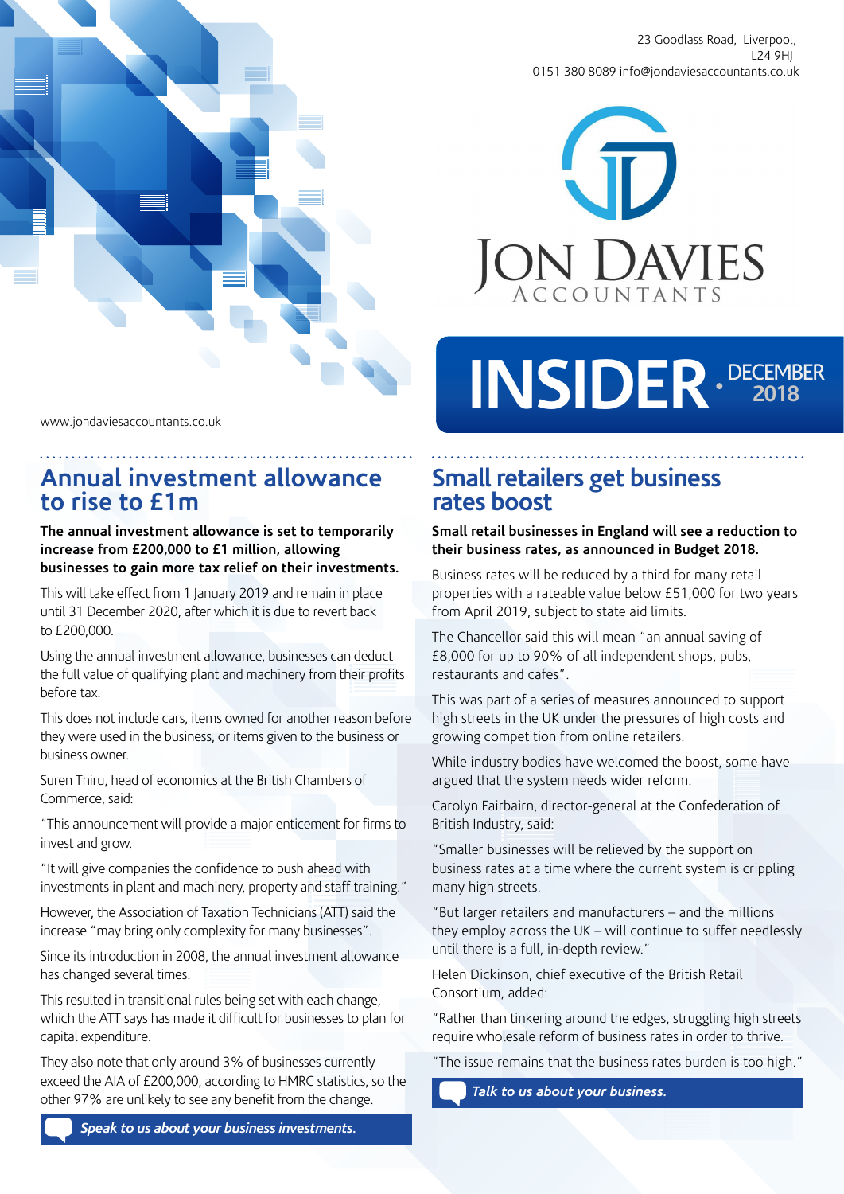23 Goodlass Road, Liverpool,
L24 9HJ
0151 380 8089 info@jondaviesaccountants.co.uk

JON DAVIES
ACCOUNTANTS

# INSIDER · DECEMBER 2018

www.jondaviesaccountants.co.uk

## Annual investment allowance to rise to £1m

**The annual investment allowance is set to temporarily increase from £200,000 to £1 million, allowing businesses to gain more tax relief on their investments.**

This will take effect from 1 January 2019 and remain in place until 31 December 2020, after which it is due to revert back to £200,000.

Using the annual investment allowance, businesses can deduct the full value of qualifying plant and machinery from their profits before tax.

This does not include cars, items owned for another reason before they were used in the business, or items given to the business or business owner.

Suren Thiru, head of economics at the British Chambers of Commerce, said:

"This announcement will provide a major enticement for firms to invest and grow.

"It will give companies the confidence to push ahead with investments in plant and machinery, property and staff training."

However, the Association of Taxation Technicians (ATT) said the increase "may bring only complexity for many businesses".

Since its introduction in 2008, the annual investment allowance has changed several times.

This resulted in transitional rules being set with each change, which the ATT says has made it difficult for businesses to plan for capital expenditure.

They also note that only around 3% of businesses currently exceed the AIA of £200,000, according to HMRC statistics, so the other 97% are unlikely to see any benefit from the change.

*Speak to us about your business investments.*

## Small retailers get business rates boost

**Small retail businesses in England will see a reduction to their business rates, as announced in Budget 2018.**

Business rates will be reduced by a third for many retail properties with a rateable value below £51,000 for two years from April 2019, subject to state aid limits.

The Chancellor said this will mean "an annual saving of £8,000 for up to 90% of all independent shops, pubs, restaurants and cafes".

This was part of a series of measures announced to support high streets in the UK under the pressures of high costs and growing competition from online retailers.

While industry bodies have welcomed the boost, some have argued that the system needs wider reform.

Carolyn Fairbairn, director-general at the Confederation of British Industry, said:

"Smaller businesses will be relieved by the support on business rates at a time where the current system is crippling many high streets.

"But larger retailers and manufacturers – and the millions they employ across the UK – will continue to suffer needlessly until there is a full, in-depth review."

Helen Dickinson, chief executive of the British Retail Consortium, added:

"Rather than tinkering around the edges, struggling high streets require wholesale reform of business rates in order to thrive.

"The issue remains that the business rates burden is too high."

*Talk to us about your business.*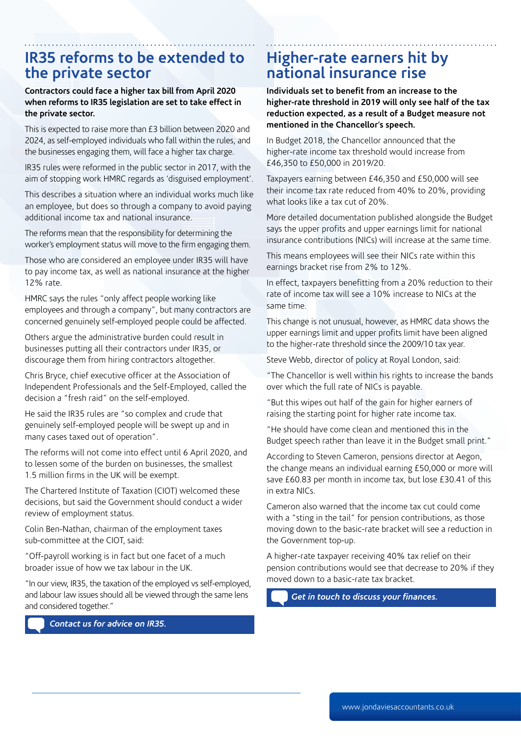## IR35 reforms to be extended to the private sector

**Contractors could face a higher tax bill from April 2020 when reforms to IR35 legislation are set to take effect in the private sector.**

This is expected to raise more than £3 billion between 2020 and 2024, as self-employed individuals who fall within the rules, and the businesses engaging them, will face a higher tax charge.

IR35 rules were reformed in the public sector in 2017, with the aim of stopping work HMRC regards as 'disguised employment'.

This describes a situation where an individual works much like an employee, but does so through a company to avoid paying additional income tax and national insurance.

The reforms mean that the responsibility for determining the worker's employment status will move to the firm engaging them.

Those who are considered an employee under IR35 will have to pay income tax, as well as national insurance at the higher 12% rate.

HMRC says the rules "only affect people working like employees and through a company", but many contractors are concerned genuinely self-employed people could be affected.

Others argue the administrative burden could result in businesses putting all their contractors under IR35, or discourage them from hiring contractors altogether.

Chris Bryce, chief executive officer at the Association of Independent Professionals and the Self-Employed, called the decision a "fresh raid" on the self-employed.

He said the IR35 rules are "so complex and crude that genuinely self-employed people will be swept up and in many cases taxed out of operation".

The reforms will not come into effect until 6 April 2020, and to lessen some of the burden on businesses, the smallest 1.5 million firms in the UK will be exempt.

The Chartered Institute of Taxation (CIOT) welcomed these decisions, but said the Government should conduct a wider review of employment status.

Colin Ben-Nathan, chairman of the employment taxes sub-committee at the CIOT, said:

"Off-payroll working is in fact but one facet of a much broader issue of how we tax labour in the UK.

"In our view, IR35, the taxation of the employed vs self-employed, and labour law issues should all be viewed through the same lens and considered together."

*Contact us for advice on IR35.*

## Higher-rate earners hit by national insurance rise

**Individuals set to benefit from an increase to the higher-rate threshold in 2019 will only see half of the tax reduction expected, as a result of a Budget measure not mentioned in the Chancellor's speech.**

In Budget 2018, the Chancellor announced that the higher-rate income tax threshold would increase from £46,350 to £50,000 in 2019/20.

Taxpayers earning between £46,350 and £50,000 will see their income tax rate reduced from 40% to 20%, providing what looks like a tax cut of 20%.

More detailed documentation published alongside the Budget says the upper profits and upper earnings limit for national insurance contributions (NICs) will increase at the same time.

This means employees will see their NICs rate within this earnings bracket rise from 2% to 12%.

In effect, taxpayers benefitting from a 20% reduction to their rate of income tax will see a 10% increase to NICs at the same time.

This change is not unusual, however, as HMRC data shows the upper earnings limit and upper profits limit have been aligned to the higher-rate threshold since the 2009/10 tax year.

Steve Webb, director of policy at Royal London, said:

"The Chancellor is well within his rights to increase the bands over which the full rate of NICs is payable.

"But this wipes out half of the gain for higher earners of raising the starting point for higher rate income tax.

"He should have come clean and mentioned this in the Budget speech rather than leave it in the Budget small print."

According to Steven Cameron, pensions director at Aegon, the change means an individual earning £50,000 or more will save £60.83 per month in income tax, but lose £30.41 of this in extra NICs.

Cameron also warned that the income tax cut could come with a "sting in the tail" for pension contributions, as those moving down to the basic-rate bracket will see a reduction in the Government top-up.

A higher-rate taxpayer receiving 40% tax relief on their pension contributions would see that decrease to 20% if they moved down to a basic-rate tax bracket.

*Get in touch to discuss your finances.*